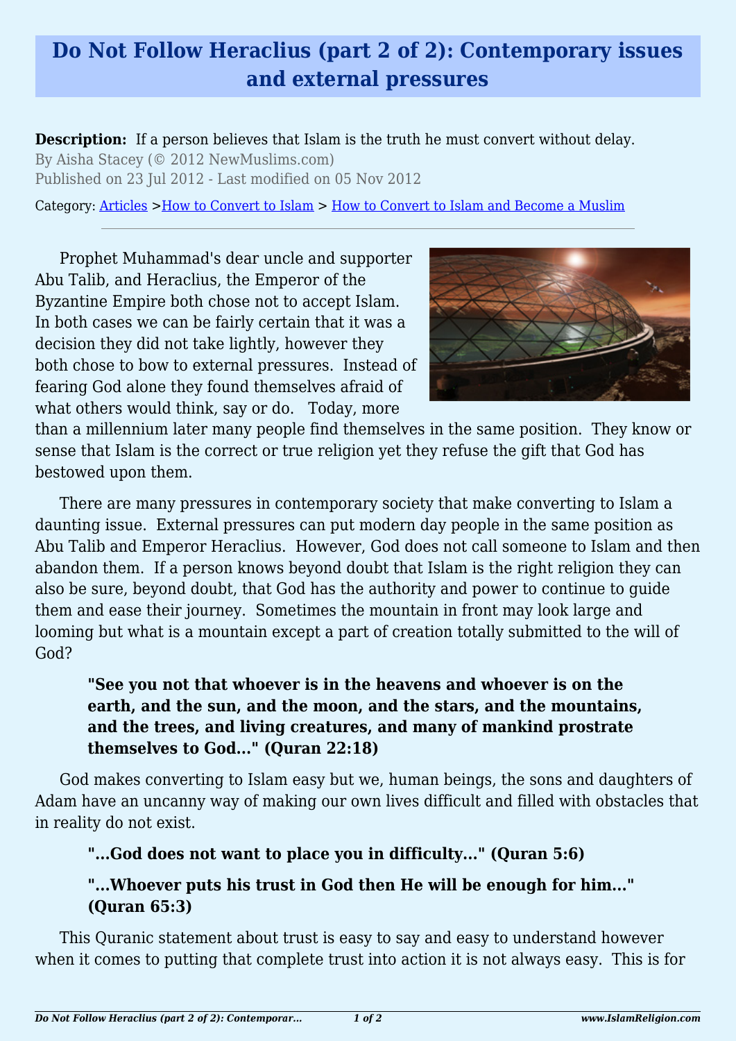# Do Not Follow Heraclius (part 2 of 2): Contemporary issues and external pressures

**Description:** If a person believes that Islam is the truth he must convert without delay.

By Aisha Stacey (© 2012 NewMuslims.com)

Published on 23 Jul 2012 - Last modified on 05 Nov 2012

Category: Articles >How to Convert to Islam > How to Convert to Islam and Become a Muslim

---

Prophet Muhammad's dear uncle and supporter Abu Talib, and Heraclius, the Emperor of the Byzantine Empire both chose not to accept Islam. In both cases we can be fairly certain that it was a decision they did not take lightly, however they both chose to bow to external pressures. Instead of fearing God alone they found themselves afraid of what others would think, say or do. Today, more than a millennium later many people find themselves in the same position. They know or sense that Islam is the correct or true religion yet they refuse the gift that God has bestowed upon them.

There are many pressures in contemporary society that make converting to Islam a daunting issue. External pressures can put modern day people in the same position as Abu Talib and Emperor Heraclius. However, God does not call someone to Islam and then abandon them. If a person knows beyond doubt that Islam is the right religion they can also be sure, beyond doubt, that God has the authority and power to continue to guide them and ease their journey. Sometimes the mountain in front may look large and looming but what is a mountain except a part of creation totally submitted to the will of God?

> **"See you not that whoever is in the heavens and whoever is on the earth, and the sun, and the moon, and the stars, and the mountains, and the trees, and living creatures, and many of mankind prostrate themselves to God…" (Quran 22:18)**

God makes converting to Islam easy but we, human beings, the sons and daughters of Adam have an uncanny way of making our own lives difficult and filled with obstacles that in reality do not exist.

> **"…God does not want to place you in difficulty…" (Quran 5:6)**
>
> **"…Whoever puts his trust in God then He will be enough for him…" (Quran 65:3)**

This Quranic statement about trust is easy to say and easy to understand however when it comes to putting that complete trust into action it is not always easy. This is for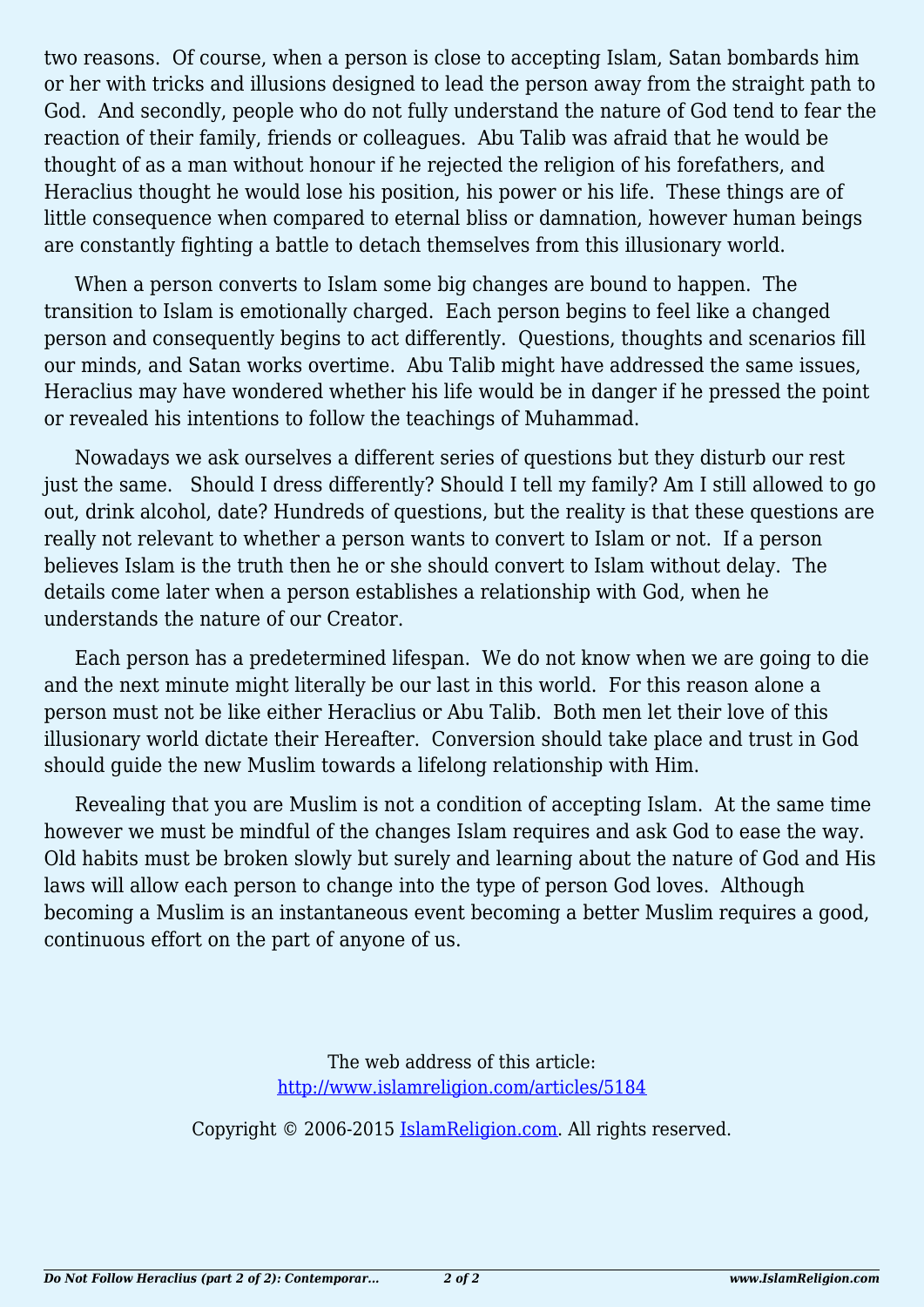two reasons. Of course, when a person is close to accepting Islam, Satan bombards him or her with tricks and illusions designed to lead the person away from the straight path to God. And secondly, people who do not fully understand the nature of God tend to fear the reaction of their family, friends or colleagues. Abu Talib was afraid that he would be thought of as a man without honour if he rejected the religion of his forefathers, and Heraclius thought he would lose his position, his power or his life. These things are of little consequence when compared to eternal bliss or damnation, however human beings are constantly fighting a battle to detach themselves from this illusionary world.

When a person converts to Islam some big changes are bound to happen. The transition to Islam is emotionally charged. Each person begins to feel like a changed person and consequently begins to act differently. Questions, thoughts and scenarios fill our minds, and Satan works overtime. Abu Talib might have addressed the same issues, Heraclius may have wondered whether his life would be in danger if he pressed the point or revealed his intentions to follow the teachings of Muhammad.

Nowadays we ask ourselves a different series of questions but they disturb our rest just the same. Should I dress differently? Should I tell my family? Am I still allowed to go out, drink alcohol, date? Hundreds of questions, but the reality is that these questions are really not relevant to whether a person wants to convert to Islam or not. If a person believes Islam is the truth then he or she should convert to Islam without delay. The details come later when a person establishes a relationship with God, when he understands the nature of our Creator.

Each person has a predetermined lifespan. We do not know when we are going to die and the next minute might literally be our last in this world. For this reason alone a person must not be like either Heraclius or Abu Talib. Both men let their love of this illusionary world dictate their Hereafter. Conversion should take place and trust in God should guide the new Muslim towards a lifelong relationship with Him.

Revealing that you are Muslim is not a condition of accepting Islam. At the same time however we must be mindful of the changes Islam requires and ask God to ease the way. Old habits must be broken slowly but surely and learning about the nature of God and His laws will allow each person to change into the type of person God loves. Although becoming a Muslim is an instantaneous event becoming a better Muslim requires a good, continuous effort on the part of anyone of us.

The web address of this article:
http://www.islamreligion.com/articles/5184

Copyright © 2006-2015 IslamReligion.com. All rights reserved.